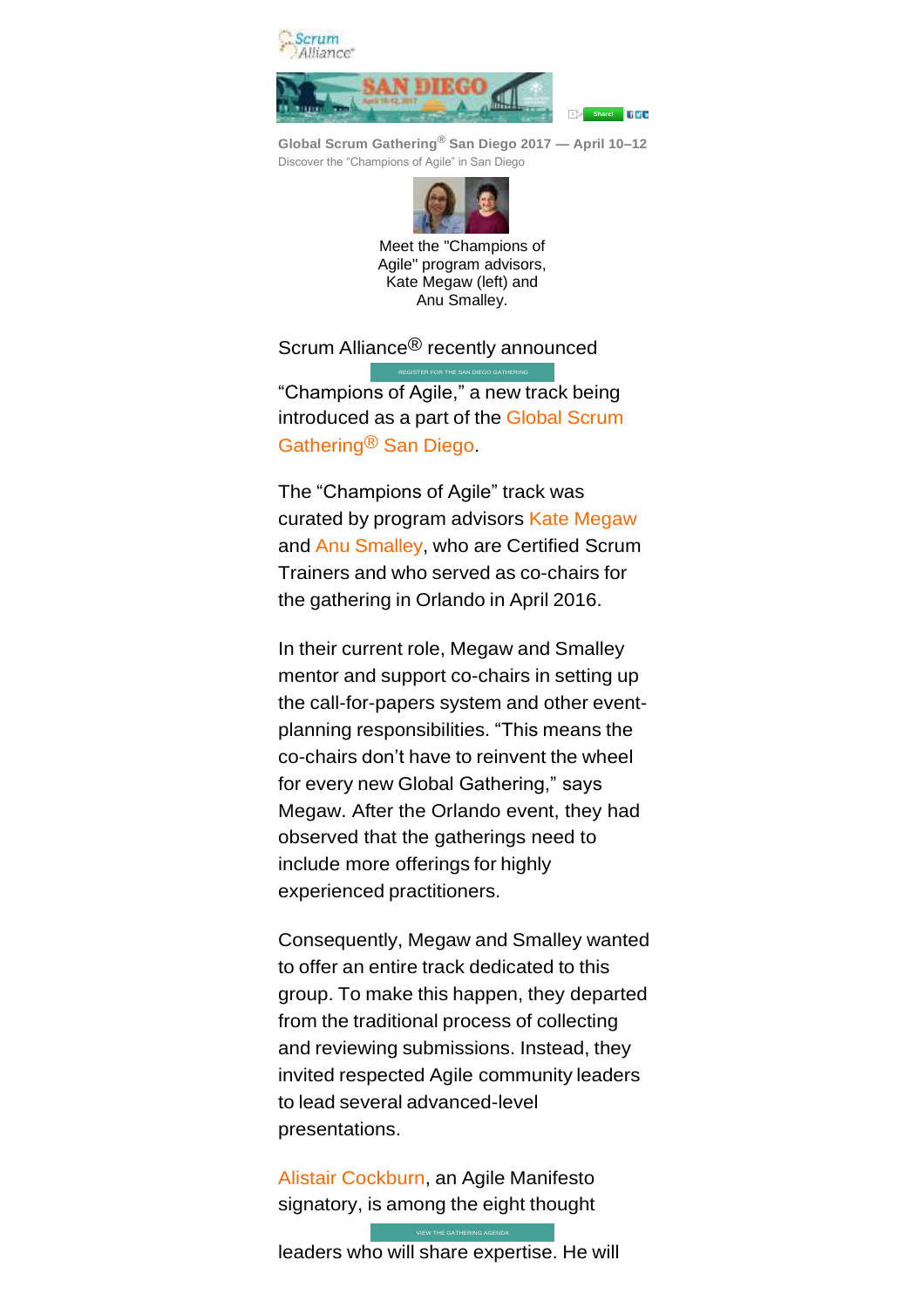Scrum Alliance®

SAN DIEGO

Share!

**Global Scrum Gathering® San Diego 2017 — April 10–12**

Discover the “Champions of Agile” in San Diego

Meet the "Champions of Agile" program advisors, Kate Megaw (left) and Anu Smalley.

Scrum Alliance® recently announced

REGISTER FOR THE SAN DIEGO GATHERING

“Champions of Agile,” a new track being introduced as a part of the Global Scrum Gathering® San Diego.

The “Champions of Agile” track was curated by program advisors Kate Megaw and Anu Smalley, who are Certified Scrum Trainers and who served as co-chairs for the gathering in Orlando in April 2016.

In their current role, Megaw and Smalley mentor and support co-chairs in setting up the call-for-papers system and other event-planning responsibilities. “This means the co-chairs don’t have to reinvent the wheel for every new Global Gathering,” says Megaw. After the Orlando event, they had observed that the gatherings need to include more offerings for highly experienced practitioners.

Consequently, Megaw and Smalley wanted to offer an entire track dedicated to this group. To make this happen, they departed from the traditional process of collecting and reviewing submissions. Instead, they invited respected Agile community leaders to lead several advanced-level presentations.

Alistair Cockburn, an Agile Manifesto signatory, is among the eight thought

VIEW THE GATHERING AGENDA

leaders who will share expertise. He will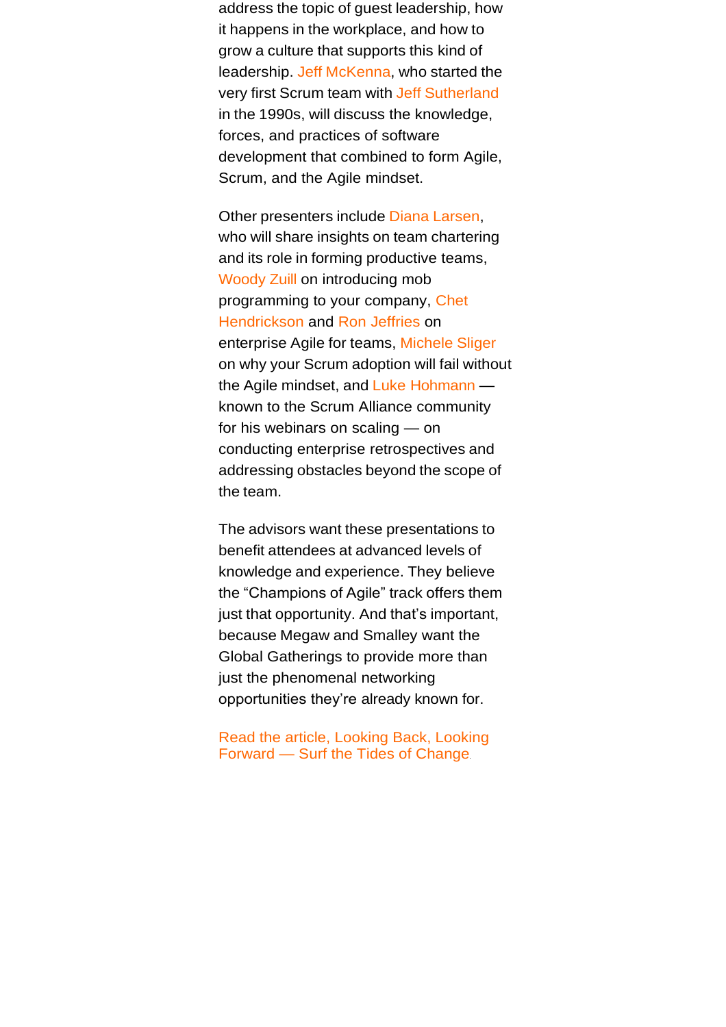address the topic of guest leadership, how it happens in the workplace, and how to grow a culture that supports this kind of leadership. Jeff McKenna, who started the very first Scrum team with Jeff Sutherland in the 1990s, will discuss the knowledge, forces, and practices of software development that combined to form Agile, Scrum, and the Agile mindset.

Other presenters include Diana Larsen, who will share insights on team chartering and its role in forming productive teams, Woody Zuill on introducing mob programming to your company, Chet Hendrickson and Ron Jeffries on enterprise Agile for teams, Michele Sliger on why your Scrum adoption will fail without the Agile mindset, and Luke Hohmann — known to the Scrum Alliance community for his webinars on scaling — on conducting enterprise retrospectives and addressing obstacles beyond the scope of the team.

The advisors want these presentations to benefit attendees at advanced levels of knowledge and experience. They believe the "Champions of Agile" track offers them just that opportunity. And that's important, because Megaw and Smalley want the Global Gatherings to provide more than just the phenomenal networking opportunities they're already known for.

Read the article, Looking Back, Looking Forward — Surf the Tides of Change.